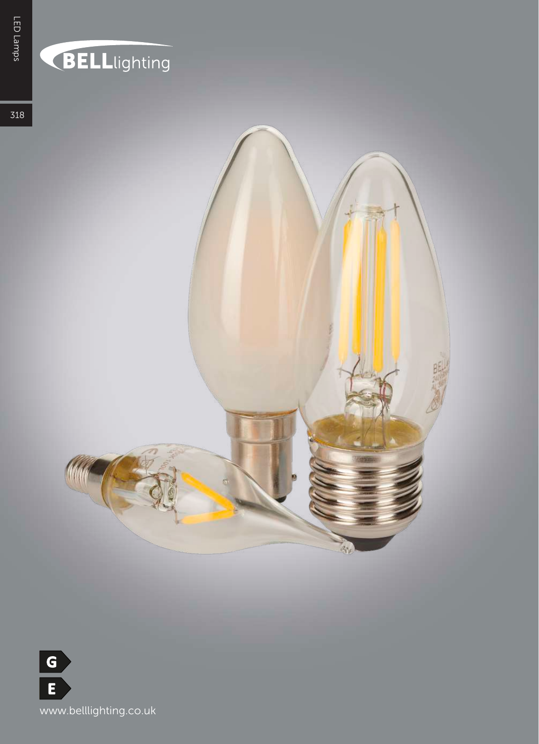BELLlighting

G

E

www.belllighting.co.uk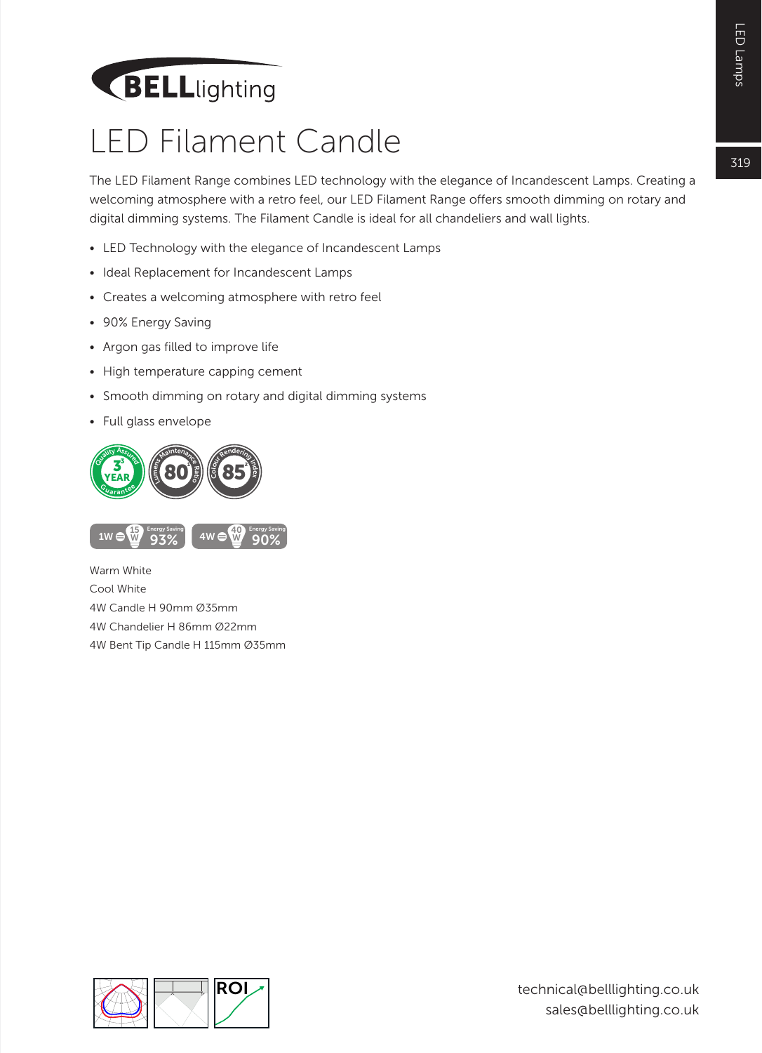BELLlighting

# LED Filament Candle

The LED Filament Range combines LED technology with the elegance of Incandescent Lamps. Creating a welcoming atmosphere with a retro feel, our LED Filament Range offers smooth dimming on rotary and digital dimming systems. The Filament Candle is ideal for all chandeliers and wall lights.

- LED Technology with the elegance of Incandescent Lamps
- Ideal Replacement for Incandescent Lamps
- Creates a welcoming atmosphere with retro feel
- 90% Energy Saving
- Argon gas filled to improve life
- High temperature capping cement
- Smooth dimming on rotary and digital dimming systems
- Full glass envelope

Quality Assured 3 YEAR Guarantee | Lumens Maintenance Ratio 80 | Colour Rendering Index 85

1W = 15W Energy Saving 93% | 4W = 40W Energy Saving 90%

Warm White
Cool White
4W Candle H 90mm Ø35mm
4W Chandelier H 86mm Ø22mm
4W Bent Tip Candle H 115mm Ø35mm

ROI

technical@belllighting.co.uk
sales@belllighting.co.uk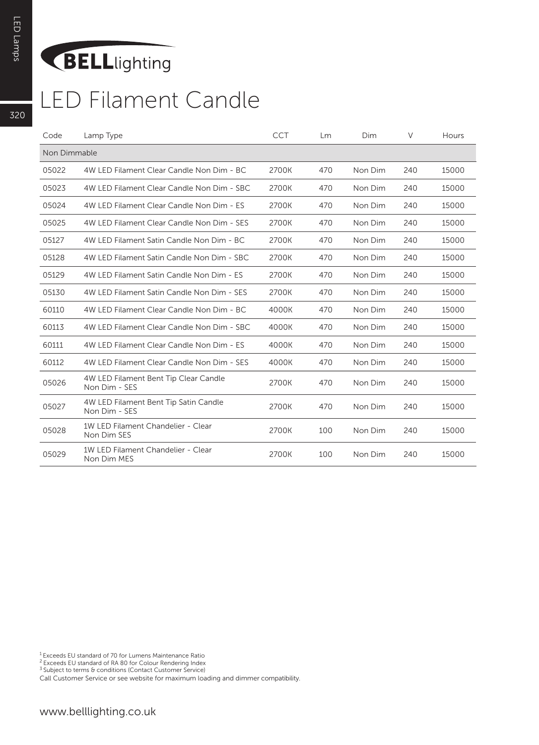# BELLlighting

# LED Filament Candle

| Code | Lamp Type | CCT | Lm | Dim | V | Hours |
|---|---|---|---|---|---|---|
| Non Dimmable | | | | | | |
| 05022 | 4W LED Filament Clear Candle Non Dim - BC | 2700K | 470 | Non Dim | 240 | 15000 |
| 05023 | 4W LED Filament Clear Candle Non Dim - SBC | 2700K | 470 | Non Dim | 240 | 15000 |
| 05024 | 4W LED Filament Clear Candle Non Dim - ES | 2700K | 470 | Non Dim | 240 | 15000 |
| 05025 | 4W LED Filament Clear Candle Non Dim - SES | 2700K | 470 | Non Dim | 240 | 15000 |
| 05127 | 4W LED Filament Satin Candle Non Dim - BC | 2700K | 470 | Non Dim | 240 | 15000 |
| 05128 | 4W LED Filament Satin Candle Non Dim - SBC | 2700K | 470 | Non Dim | 240 | 15000 |
| 05129 | 4W LED Filament Satin Candle Non Dim - ES | 2700K | 470 | Non Dim | 240 | 15000 |
| 05130 | 4W LED Filament Satin Candle Non Dim - SES | 2700K | 470 | Non Dim | 240 | 15000 |
| 60110 | 4W LED Filament Clear Candle Non Dim - BC | 4000K | 470 | Non Dim | 240 | 15000 |
| 60113 | 4W LED Filament Clear Candle Non Dim - SBC | 4000K | 470 | Non Dim | 240 | 15000 |
| 60111 | 4W LED Filament Clear Candle Non Dim - ES | 4000K | 470 | Non Dim | 240 | 15000 |
| 60112 | 4W LED Filament Clear Candle Non Dim - SES | 4000K | 470 | Non Dim | 240 | 15000 |
| 05026 | 4W LED Filament Bent Tip Clear Candle Non Dim - SES | 2700K | 470 | Non Dim | 240 | 15000 |
| 05027 | 4W LED Filament Bent Tip Satin Candle Non Dim - SES | 2700K | 470 | Non Dim | 240 | 15000 |
| 05028 | 1W LED Filament Chandelier - Clear Non Dim SES | 2700K | 100 | Non Dim | 240 | 15000 |
| 05029 | 1W LED Filament Chandelier - Clear Non Dim MES | 2700K | 100 | Non Dim | 240 | 15000 |

[1] Exceeds EU standard of 70 for Lumens Maintenance Ratio
[2] Exceeds EU standard of RA 80 for Colour Rendering Index
[3] Subject to terms & conditions (Contact Customer Service)
Call Customer Service or see website for maximum loading and dimmer compatibility.

www.belllighting.co.uk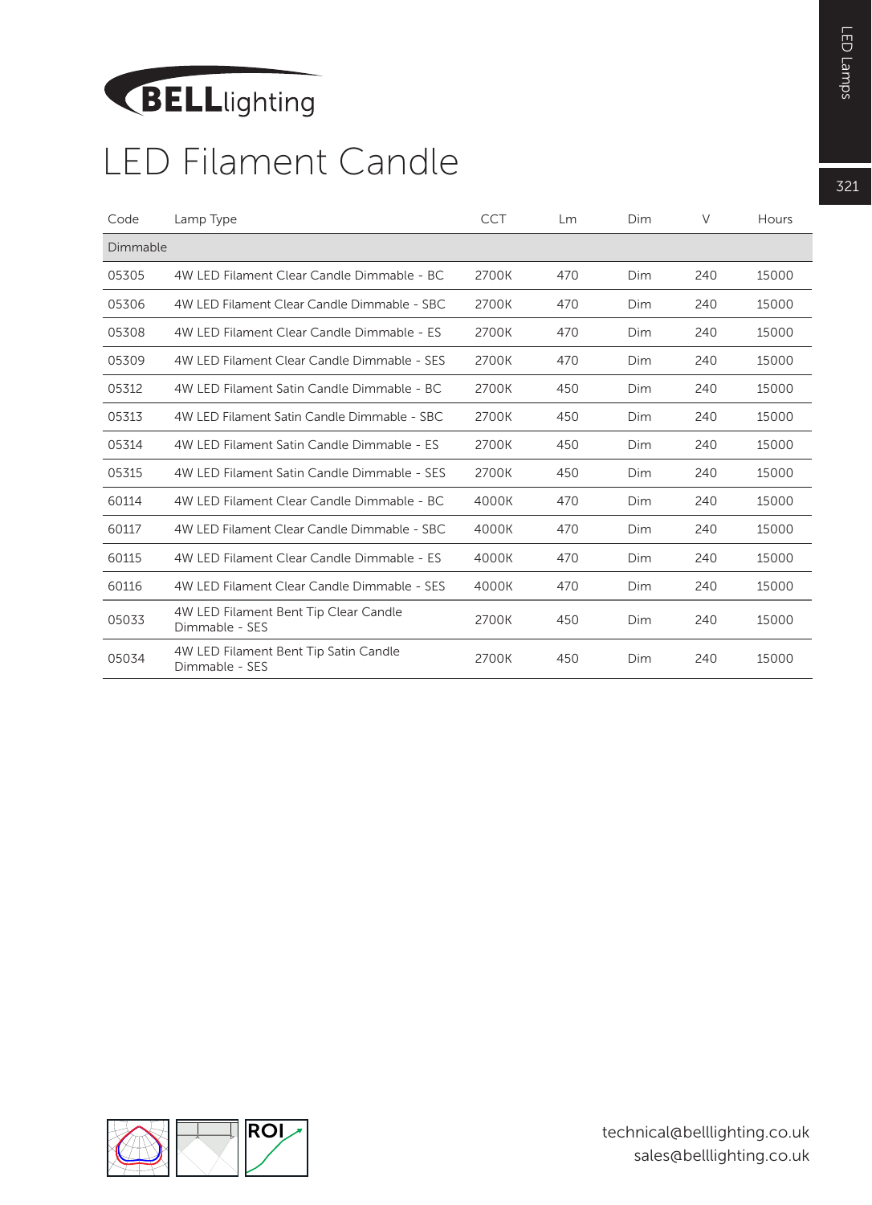BELLlighting

# LED Filament Candle

| Code | Lamp Type | CCT | Lm | Dim | V | Hours |
|---|---|---|---|---|---|---|
| Dimmable | | | | | | |
| 05305 | 4W LED Filament Clear Candle Dimmable - BC | 2700K | 470 | Dim | 240 | 15000 |
| 05306 | 4W LED Filament Clear Candle Dimmable - SBC | 2700K | 470 | Dim | 240 | 15000 |
| 05308 | 4W LED Filament Clear Candle Dimmable - ES | 2700K | 470 | Dim | 240 | 15000 |
| 05309 | 4W LED Filament Clear Candle Dimmable - SES | 2700K | 470 | Dim | 240 | 15000 |
| 05312 | 4W LED Filament Satin Candle Dimmable - BC | 2700K | 450 | Dim | 240 | 15000 |
| 05313 | 4W LED Filament Satin Candle Dimmable - SBC | 2700K | 450 | Dim | 240 | 15000 |
| 05314 | 4W LED Filament Satin Candle Dimmable - ES | 2700K | 450 | Dim | 240 | 15000 |
| 05315 | 4W LED Filament Satin Candle Dimmable - SES | 2700K | 450 | Dim | 240 | 15000 |
| 60114 | 4W LED Filament Clear Candle Dimmable - BC | 4000K | 470 | Dim | 240 | 15000 |
| 60117 | 4W LED Filament Clear Candle Dimmable - SBC | 4000K | 470 | Dim | 240 | 15000 |
| 60115 | 4W LED Filament Clear Candle Dimmable - ES | 4000K | 470 | Dim | 240 | 15000 |
| 60116 | 4W LED Filament Clear Candle Dimmable - SES | 4000K | 470 | Dim | 240 | 15000 |
| 05033 | 4W LED Filament Bent Tip Clear Candle Dimmable - SES | 2700K | 450 | Dim | 240 | 15000 |
| 05034 | 4W LED Filament Bent Tip Satin Candle Dimmable - SES | 2700K | 450 | Dim | 240 | 15000 |

ROI

technical@belllighting.co.uk
sales@belllighting.co.uk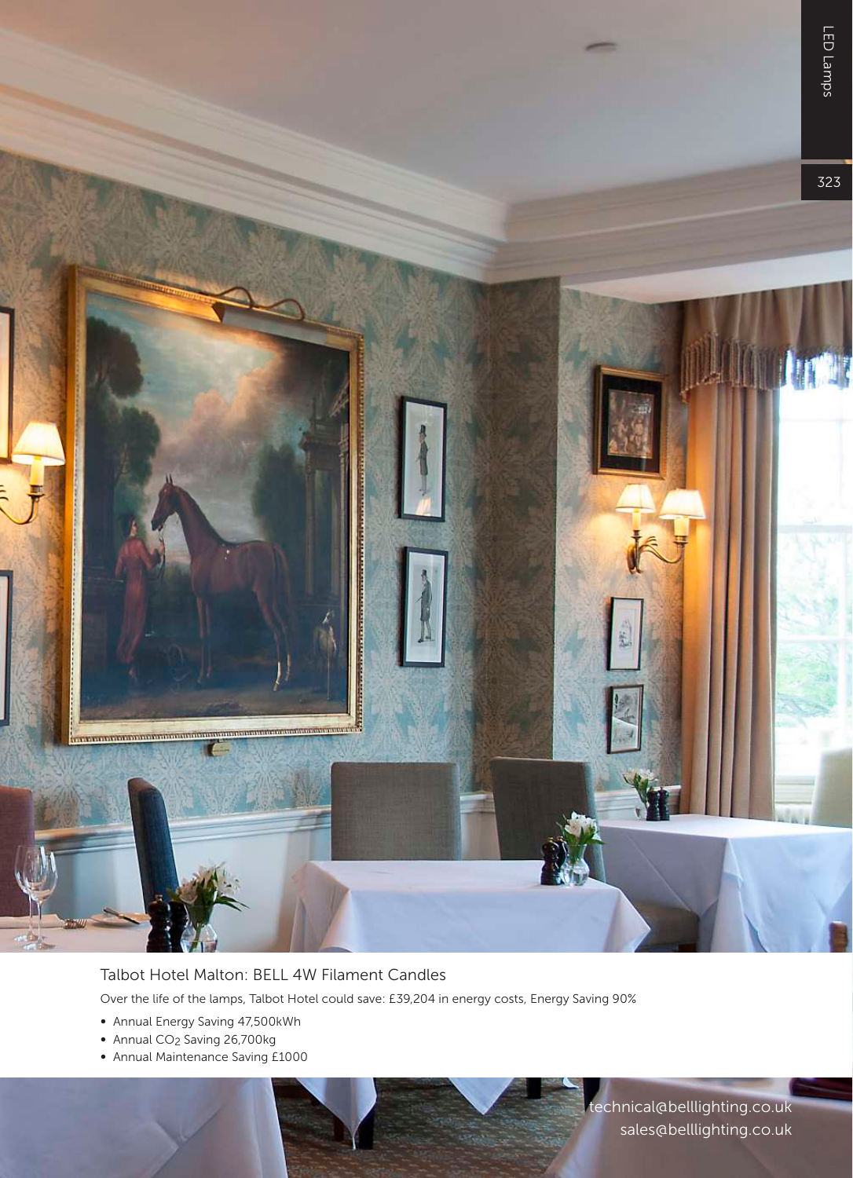Talbot Hotel Malton: BELL 4W Filament Candles

Over the life of the lamps, Talbot Hotel could save: £39,204 in energy costs, Energy Saving 90%

- Annual Energy Saving 47,500kWh
- Annual $CO_2$ Saving 26,700kg
- Annual Maintenance Saving £1000

technical@belllighting.co.uk
sales@belllighting.co.uk